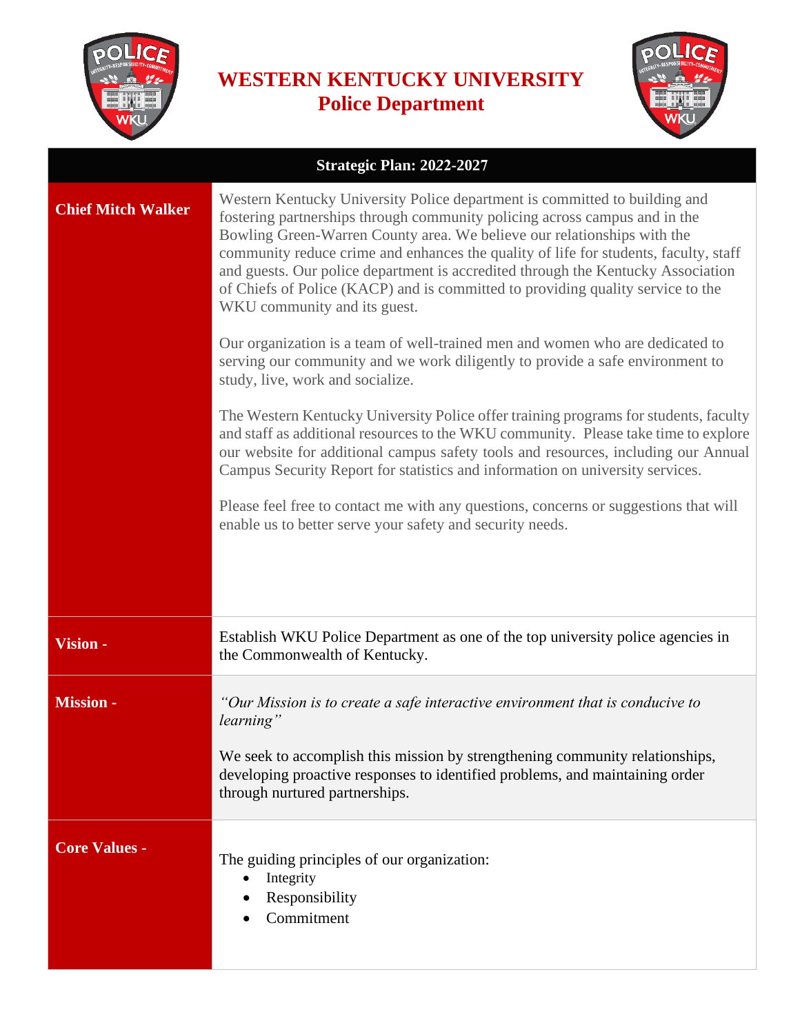# WESTERN KENTUCKY UNIVERSITY
## Police Department

**Strategic Plan: 2022-2027**

**Chief Mitch Walker**

Western Kentucky University Police department is committed to building and fostering partnerships through community policing across campus and in the Bowling Green-Warren County area. We believe our relationships with the community reduce crime and enhances the quality of life for students, faculty, staff and guests. Our police department is accredited through the Kentucky Association of Chiefs of Police (KACP) and is committed to providing quality service to the WKU community and its guest.

Our organization is a team of well-trained men and women who are dedicated to serving our community and we work diligently to provide a safe environment to study, live, work and socialize.

The Western Kentucky University Police offer training programs for students, faculty and staff as additional resources to the WKU community. Please take time to explore our website for additional campus safety tools and resources, including our Annual Campus Security Report for statistics and information on university services.

Please feel free to contact me with any questions, concerns or suggestions that will enable us to better serve your safety and security needs.

**Vision -**

Establish WKU Police Department as one of the top university police agencies in the Commonwealth of Kentucky.

**Mission -**

*"Our Mission is to create a safe interactive environment that is conducive to learning"*

We seek to accomplish this mission by strengthening community relationships, developing proactive responses to identified problems, and maintaining order through nurtured partnerships.

**Core Values -**

The guiding principles of our organization:

- Integrity
- Responsibility
- Commitment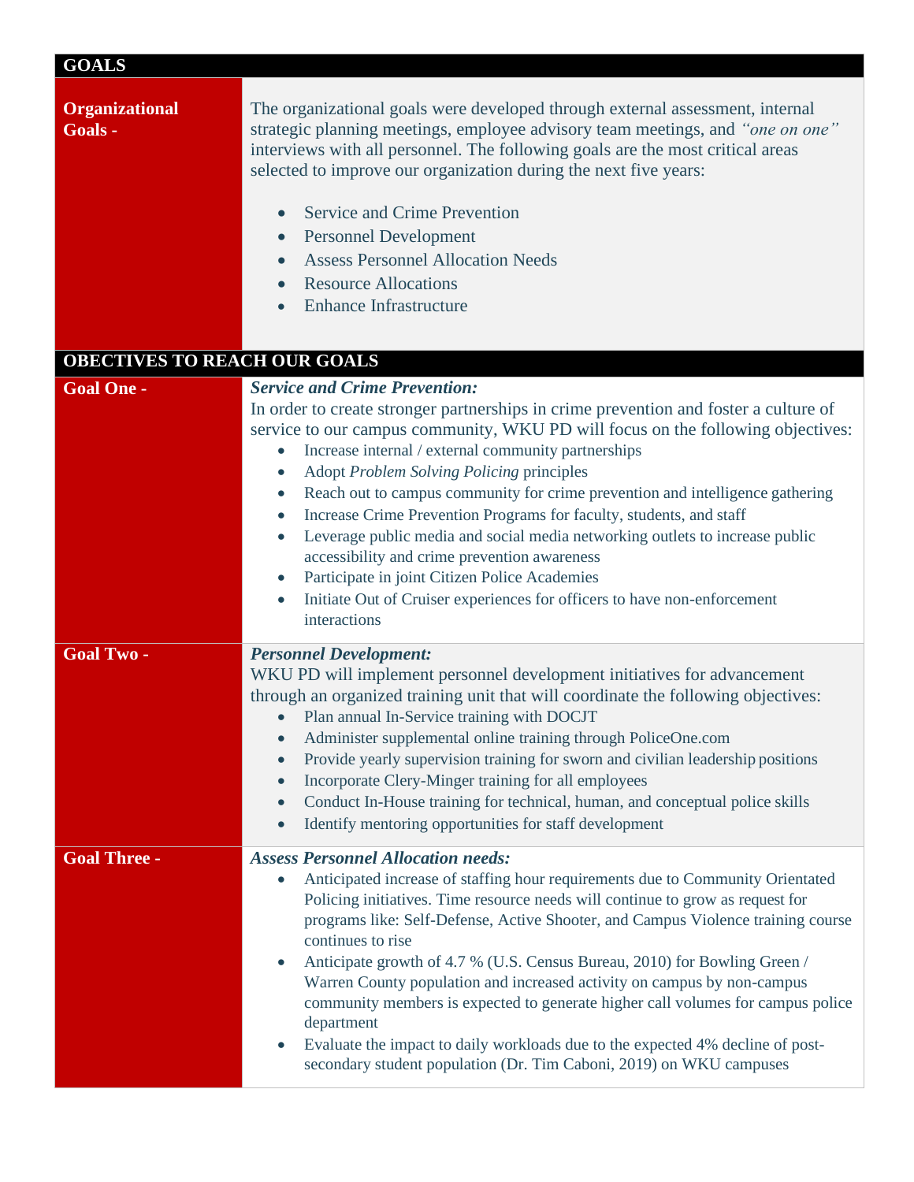## GOALS

**Organizational Goals -**

The organizational goals were developed through external assessment, internal strategic planning meetings, employee advisory team meetings, and *"one on one"* interviews with all personnel. The following goals are the most critical areas selected to improve our organization during the next five years:

- Service and Crime Prevention
- Personnel Development
- Assess Personnel Allocation Needs
- Resource Allocations
- Enhance Infrastructure

## OBECTIVES TO REACH OUR GOALS

**Goal One -**

***Service and Crime Prevention:***

In order to create stronger partnerships in crime prevention and foster a culture of service to our campus community, WKU PD will focus on the following objectives:

- Increase internal / external community partnerships
- Adopt *Problem Solving Policing* principles
- Reach out to campus community for crime prevention and intelligence gathering
- Increase Crime Prevention Programs for faculty, students, and staff
- Leverage public media and social media networking outlets to increase public accessibility and crime prevention awareness
- Participate in joint Citizen Police Academies
- Initiate Out of Cruiser experiences for officers to have non-enforcement interactions

**Goal Two -**

***Personnel Development:***

WKU PD will implement personnel development initiatives for advancement through an organized training unit that will coordinate the following objectives:

- Plan annual In-Service training with DOCJT
- Administer supplemental online training through PoliceOne.com
- Provide yearly supervision training for sworn and civilian leadership positions
- Incorporate Clery-Minger training for all employees
- Conduct In-House training for technical, human, and conceptual police skills
- Identify mentoring opportunities for staff development

**Goal Three -**

***Assess Personnel Allocation needs:***

- Anticipated increase of staffing hour requirements due to Community Orientated Policing initiatives. Time resource needs will continue to grow as request for programs like: Self-Defense, Active Shooter, and Campus Violence training course continues to rise
- Anticipate growth of 4.7 % (U.S. Census Bureau, 2010) for Bowling Green / Warren County population and increased activity on campus by non-campus community members is expected to generate higher call volumes for campus police department
- Evaluate the impact to daily workloads due to the expected 4% decline of post-secondary student population (Dr. Tim Caboni, 2019) on WKU campuses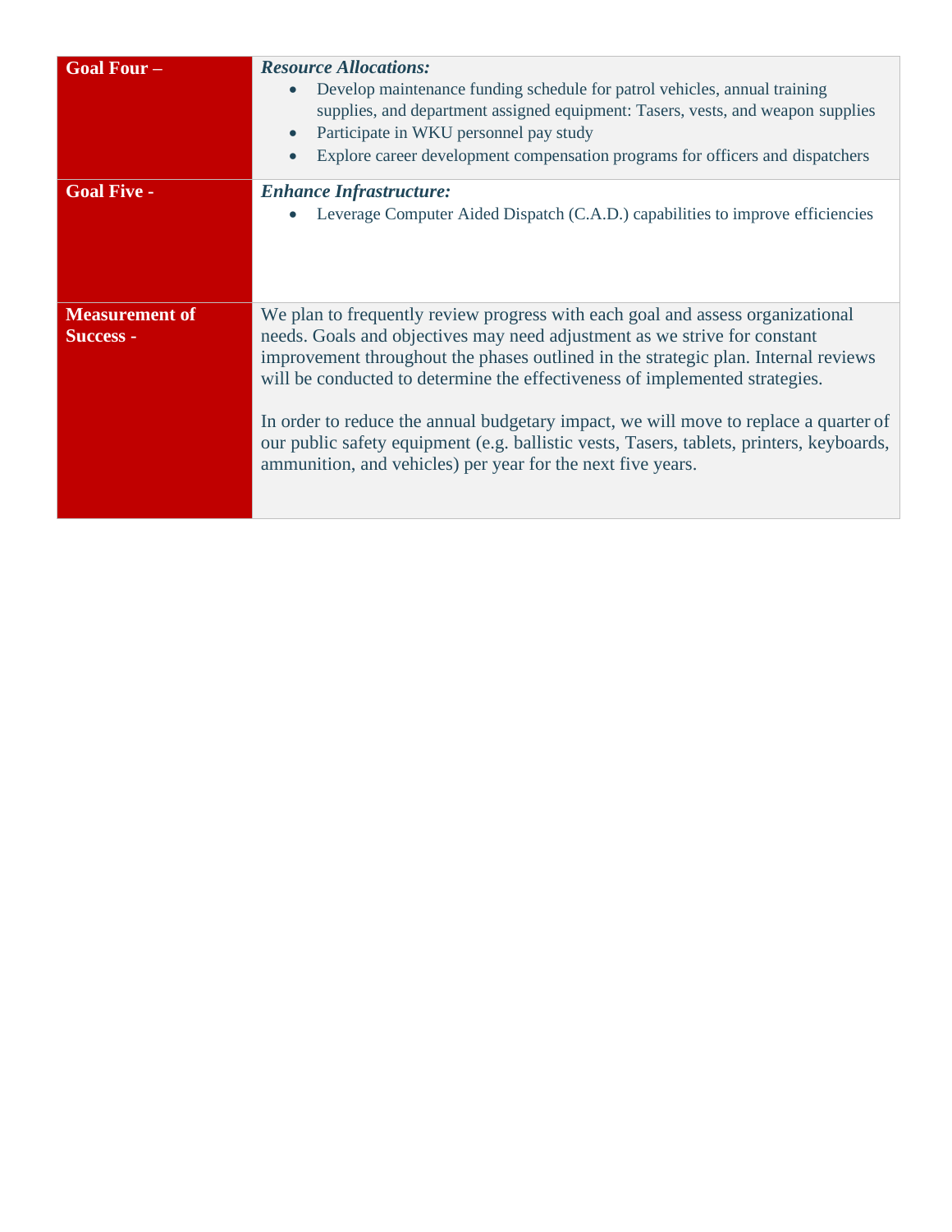| | |
|---|---|
| **Goal Four –** | ***Resource Allocations:*** <br>• Develop maintenance funding schedule for patrol vehicles, annual training supplies, and department assigned equipment: Tasers, vests, and weapon supplies <br>• Participate in WKU personnel pay study <br>• Explore career development compensation programs for officers and dispatchers |
| **Goal Five -** | ***Enhance Infrastructure:*** <br>• Leverage Computer Aided Dispatch (C.A.D.) capabilities to improve efficiencies |
| **Measurement of Success -** | We plan to frequently review progress with each goal and assess organizational needs. Goals and objectives may need adjustment as we strive for constant improvement throughout the phases outlined in the strategic plan. Internal reviews will be conducted to determine the effectiveness of implemented strategies. <br><br>In order to reduce the annual budgetary impact, we will move to replace a quarter of our public safety equipment (e.g. ballistic vests, Tasers, tablets, printers, keyboards, ammunition, and vehicles) per year for the next five years. |